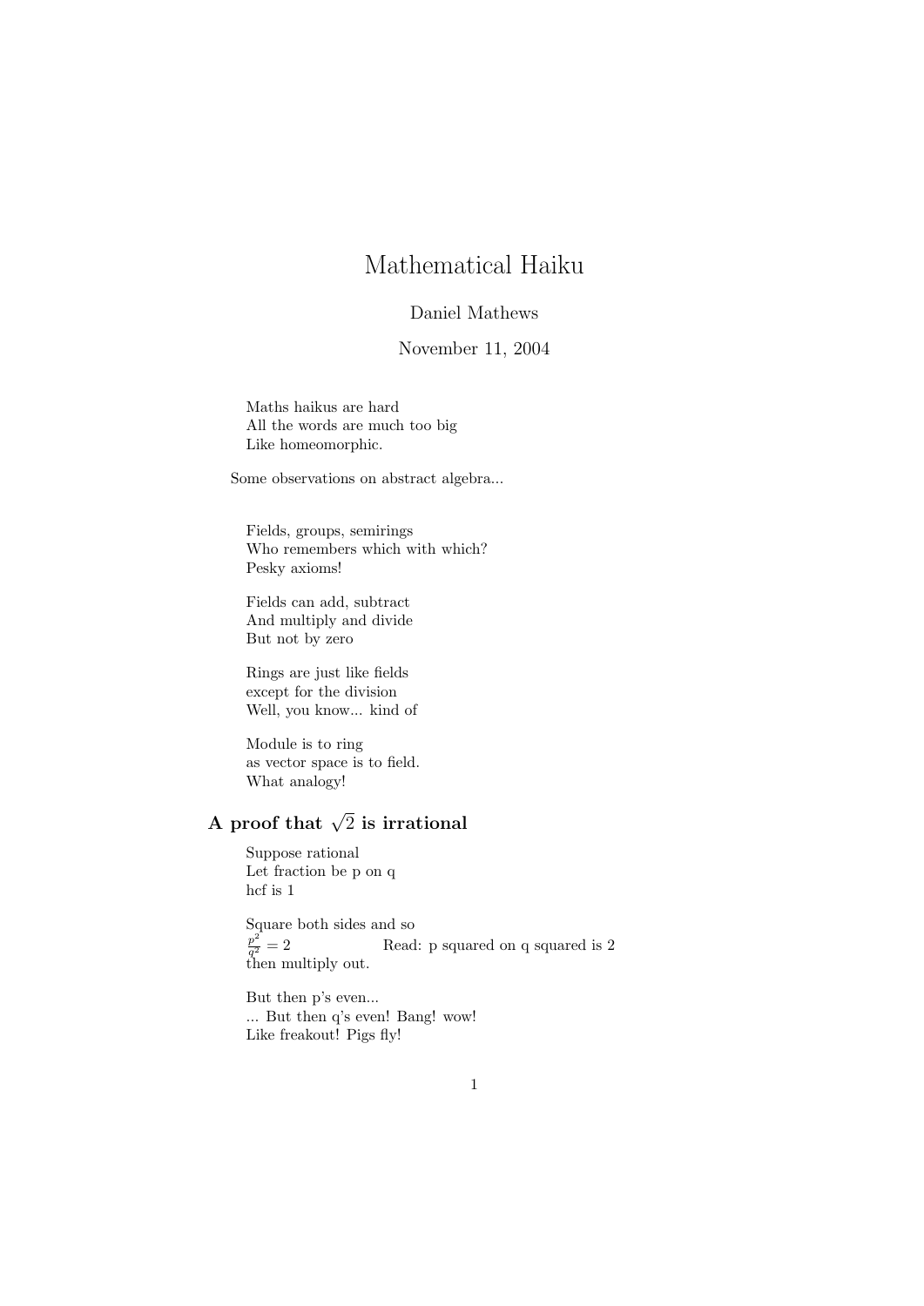# Mathematical Haiku

Daniel Mathews

November 11, 2004

Maths haikus are hard  
All the words are much too big  
Like homeomorphic.

Some observations on abstract algebra...

Fields, groups, semirings  
Who remembers which with which?  
Pesky axioms!

Fields can add, subtract  
And multiply and divide  
But not by zero

Rings are just like fields  
except for the division  
Well, you know... kind of

Module is to ring  
as vector space is to field.  
What analogy!

## A proof that $\sqrt{2}$ is irrational

Suppose rational  
Let fraction be p on q  
hcf is 1

Square both sides and so  
$\frac{p^2}{q^2} = 2$ Read: p squared on q squared is 2  
then multiply out.

But then p's even...  
... But then q's even! Bang! wow!  
Like freakout! Pigs fly!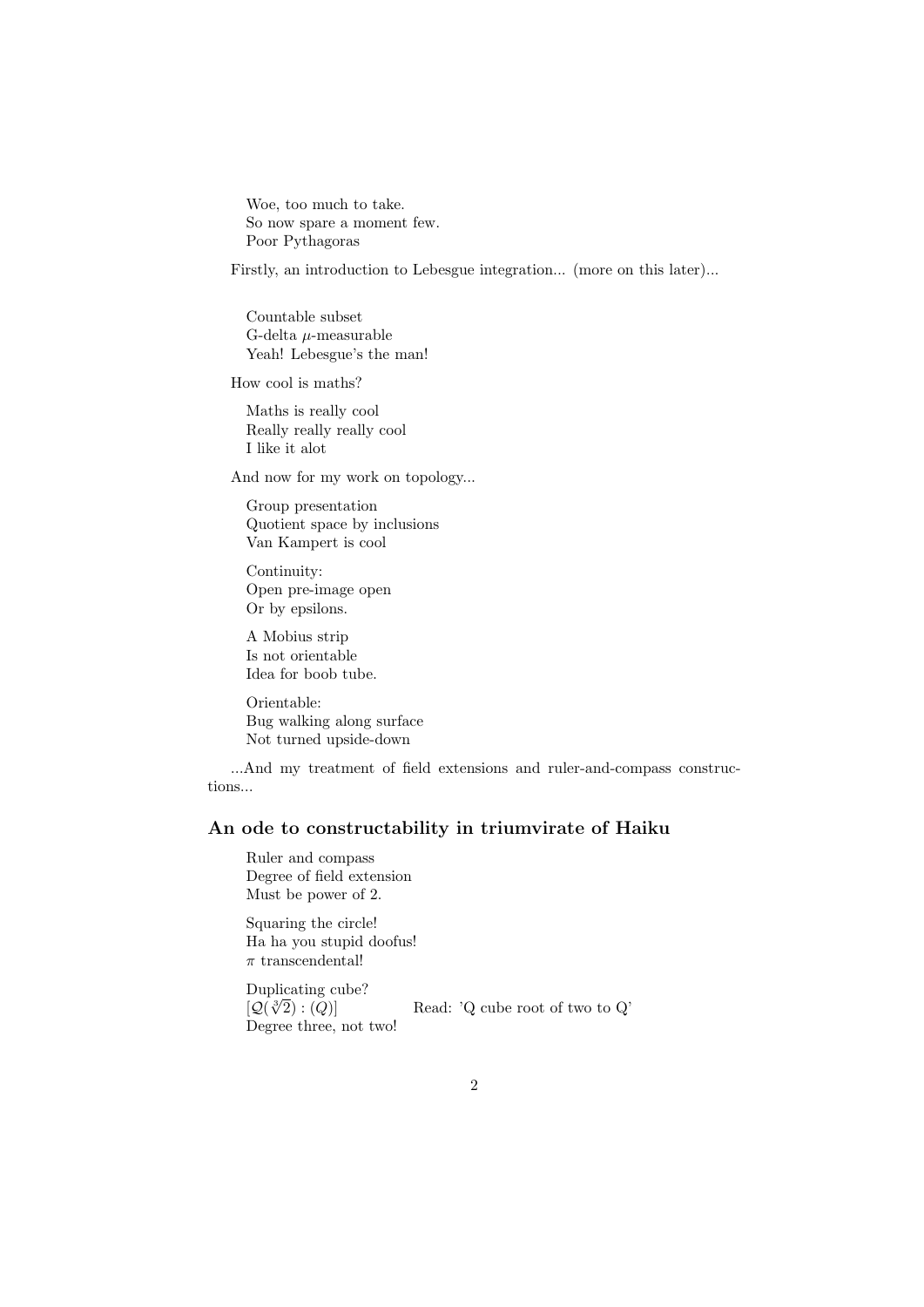Woe, too much to take.
So now spare a moment few.
Poor Pythagoras

Firstly, an introduction to Lebesgue integration... (more on this later)...

Countable subset
G-delta $\mu$-measurable
Yeah! Lebesgue's the man!

How cool is maths?

Maths is really cool
Really really really cool
I like it alot

And now for my work on topology...

Group presentation
Quotient space by inclusions
Van Kampert is cool

Continuity:
Open pre-image open
Or by epsilons.

A Mobius strip
Is not orientable
Idea for boob tube.

Orientable:
Bug walking along surface
Not turned upside-down

...And my treatment of field extensions and ruler-and-compass constructions...

### An ode to constructability in triumvirate of Haiku

Ruler and compass
Degree of field extension
Must be power of 2.

Squaring the circle!
Ha ha you stupid doofus!
$\pi$ transcendental!

Duplicating cube?
$[\mathcal{Q}(\sqrt[3]{2}) : (Q)]$ Read: 'Q cube root of two to Q'
Degree three, not two!